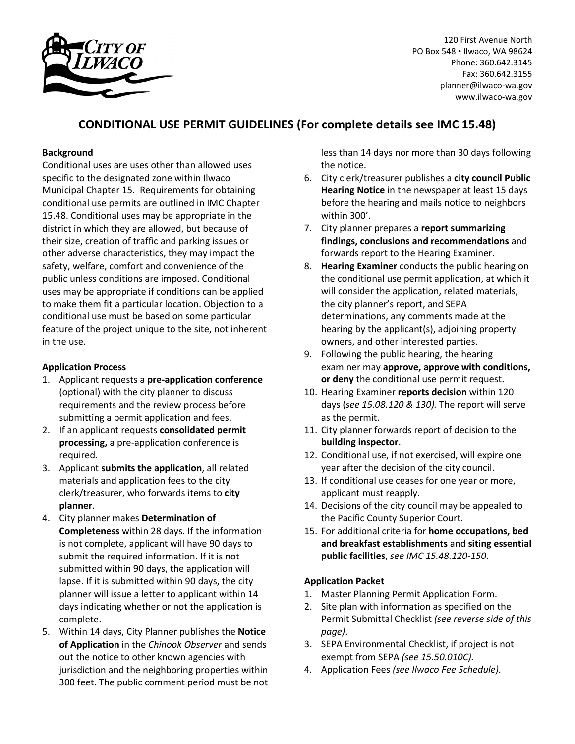120 First Avenue North
PO Box 548 • Ilwaco, WA 98624
Phone: 360.642.3145
Fax: 360.642.3155
planner@ilwaco-wa.gov
www.ilwaco-wa.gov

# CONDITIONAL USE PERMIT GUIDELINES (For complete details see IMC 15.48)

**Background**

Conditional uses are uses other than allowed uses specific to the designated zone within Ilwaco Municipal Chapter 15. Requirements for obtaining conditional use permits are outlined in IMC Chapter 15.48. Conditional uses may be appropriate in the district in which they are allowed, but because of their size, creation of traffic and parking issues or other adverse characteristics, they may impact the safety, welfare, comfort and convenience of the public unless conditions are imposed. Conditional uses may be appropriate if conditions can be applied to make them fit a particular location. Objection to a conditional use must be based on some particular feature of the project unique to the site, not inherent in the use.

**Application Process**

1. Applicant requests a **pre-application conference** (optional) with the city planner to discuss requirements and the review process before submitting a permit application and fees.
2. If an applicant requests **consolidated permit processing,** a pre-application conference is required.
3. Applicant **submits the application**, all related materials and application fees to the city clerk/treasurer, who forwards items to **city planner**.
4. City planner makes **Determination of Completeness** within 28 days. If the information is not complete, applicant will have 90 days to submit the required information. If it is not submitted within 90 days, the application will lapse. If it is submitted within 90 days, the city planner will issue a letter to applicant within 14 days indicating whether or not the application is complete.
5. Within 14 days, City Planner publishes the **Notice of Application** in the *Chinook Observer* and sends out the notice to other known agencies with jurisdiction and the neighboring properties within 300 feet. The public comment period must be not less than 14 days nor more than 30 days following the notice.
6. City clerk/treasurer publishes a **city council Public Hearing Notice** in the newspaper at least 15 days before the hearing and mails notice to neighbors within 300'.
7. City planner prepares a **report summarizing findings, conclusions and recommendations** and forwards report to the Hearing Examiner.
8. **Hearing Examiner** conducts the public hearing on the conditional use permit application, at which it will consider the application, related materials, the city planner's report, and SEPA determinations, any comments made at the hearing by the applicant(s), adjoining property owners, and other interested parties.
9. Following the public hearing, the hearing examiner may **approve, approve with conditions, or deny** the conditional use permit request.
10. Hearing Examiner **reports decision** within 120 days (*see 15.08.120 & 130).* The report will serve as the permit.
11. City planner forwards report of decision to the **building inspector**.
12. Conditional use, if not exercised, will expire one year after the decision of the city council.
13. If conditional use ceases for one year or more, applicant must reapply.
14. Decisions of the city council may be appealed to the Pacific County Superior Court.
15. For additional criteria for **home occupations, bed and breakfast establishments** and **siting essential public facilities**, *see IMC 15.48.120-150*.

**Application Packet**

1. Master Planning Permit Application Form.
2. Site plan with information as specified on the Permit Submittal Checklist *(see reverse side of this page)*.
3. SEPA Environmental Checklist, if project is not exempt from SEPA *(see 15.50.010C)*.
4. Application Fees *(see Ilwaco Fee Schedule)*.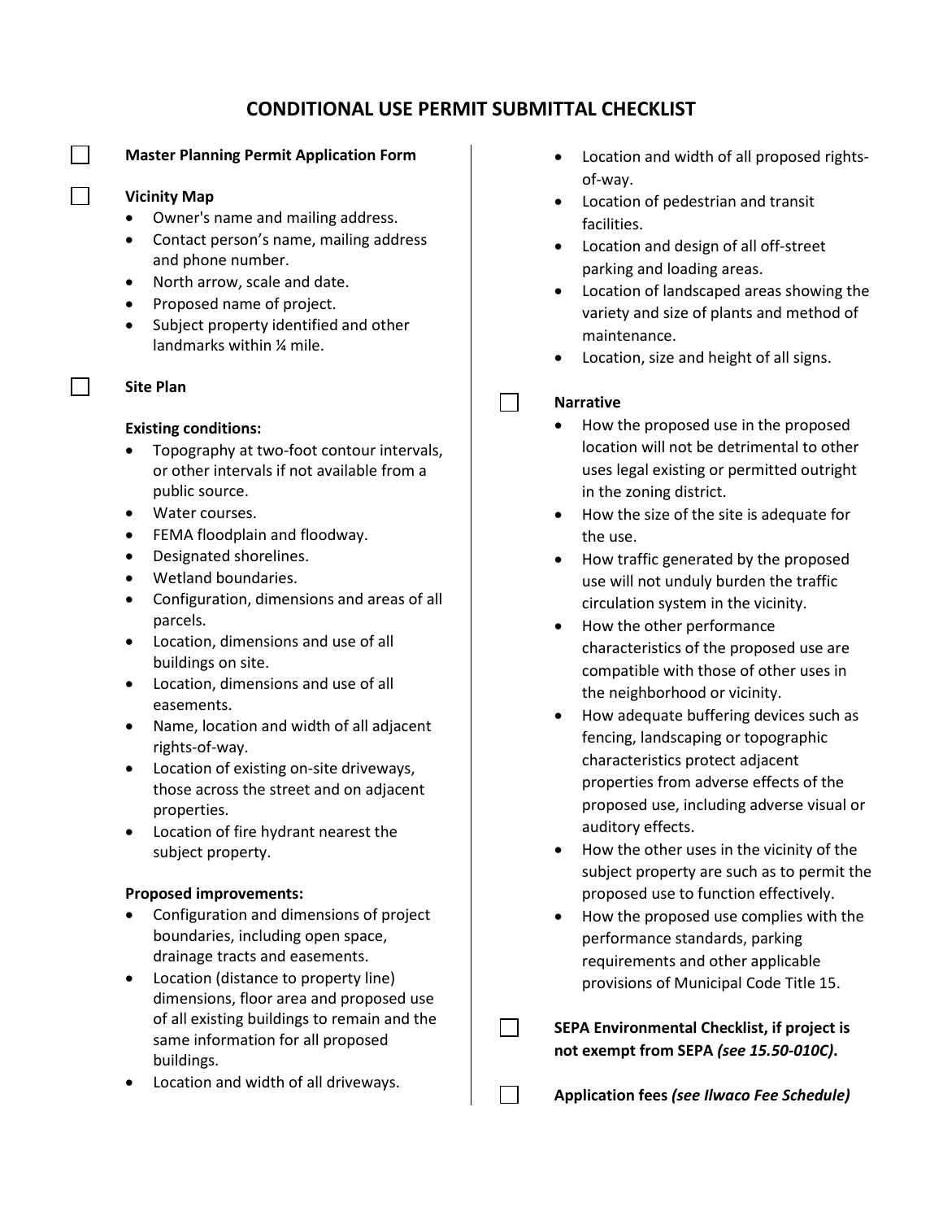# CONDITIONAL USE PERMIT SUBMITTAL CHECKLIST

☐ **Master Planning Permit Application Form**

☐ **Vicinity Map**

- Owner's name and mailing address.
- Contact person's name, mailing address and phone number.
- North arrow, scale and date.
- Proposed name of project.
- Subject property identified and other landmarks within ¼ mile.

☐ **Site Plan**

**Existing conditions:**

- Topography at two-foot contour intervals, or other intervals if not available from a public source.
- Water courses.
- FEMA floodplain and floodway.
- Designated shorelines.
- Wetland boundaries.
- Configuration, dimensions and areas of all parcels.
- Location, dimensions and use of all buildings on site.
- Location, dimensions and use of all easements.
- Name, location and width of all adjacent rights-of-way.
- Location of existing on-site driveways, those across the street and on adjacent properties.
- Location of fire hydrant nearest the subject property.

**Proposed improvements:**

- Configuration and dimensions of project boundaries, including open space, drainage tracts and easements.
- Location (distance to property line) dimensions, floor area and proposed use of all existing buildings to remain and the same information for all proposed buildings.
- Location and width of all driveways.
- Location and width of all proposed rights-of-way.
- Location of pedestrian and transit facilities.
- Location and design of all off-street parking and loading areas.
- Location of landscaped areas showing the variety and size of plants and method of maintenance.
- Location, size and height of all signs.

☐ **Narrative**

- How the proposed use in the proposed location will not be detrimental to other uses legal existing or permitted outright in the zoning district.
- How the size of the site is adequate for the use.
- How traffic generated by the proposed use will not unduly burden the traffic circulation system in the vicinity.
- How the other performance characteristics of the proposed use are compatible with those of other uses in the neighborhood or vicinity.
- How adequate buffering devices such as fencing, landscaping or topographic characteristics protect adjacent properties from adverse effects of the proposed use, including adverse visual or auditory effects.
- How the other uses in the vicinity of the subject property are such as to permit the proposed use to function effectively.
- How the proposed use complies with the performance standards, parking requirements and other applicable provisions of Municipal Code Title 15.

☐ **SEPA Environmental Checklist, if project is not exempt from SEPA *(see 15.50-010C)*.**

☐ **Application fees *(see Ilwaco Fee Schedule)***